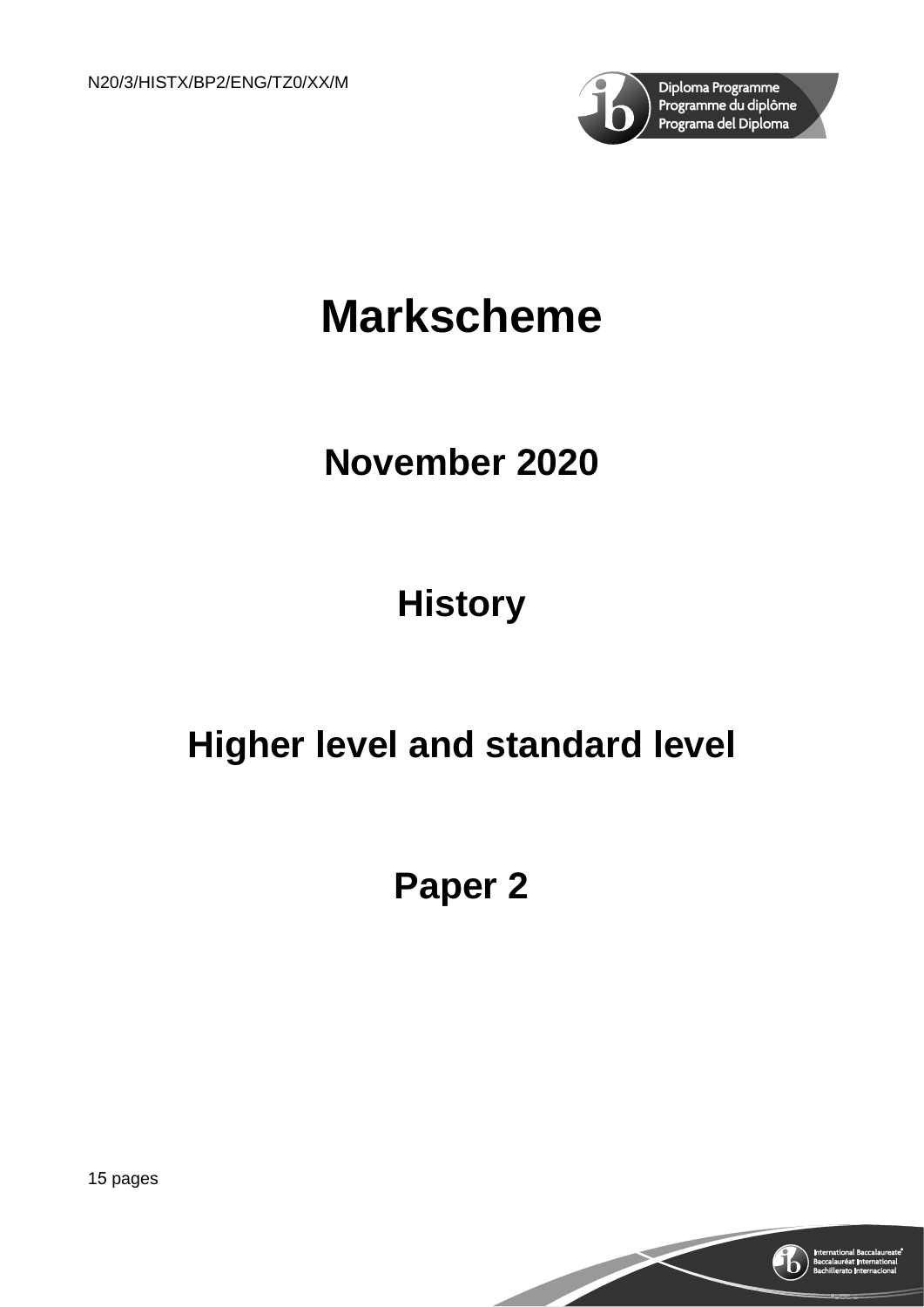N20/3/HISTX/BP2/ENG/TZ0/XX/M

Diploma Programme
Programme du diplôme
Programa del Diploma

# Markscheme

## November 2020

## History

## Higher level and standard level

## Paper 2

15 pages

International Baccalaureate®
Baccalauréat International
Bachillerato Internacional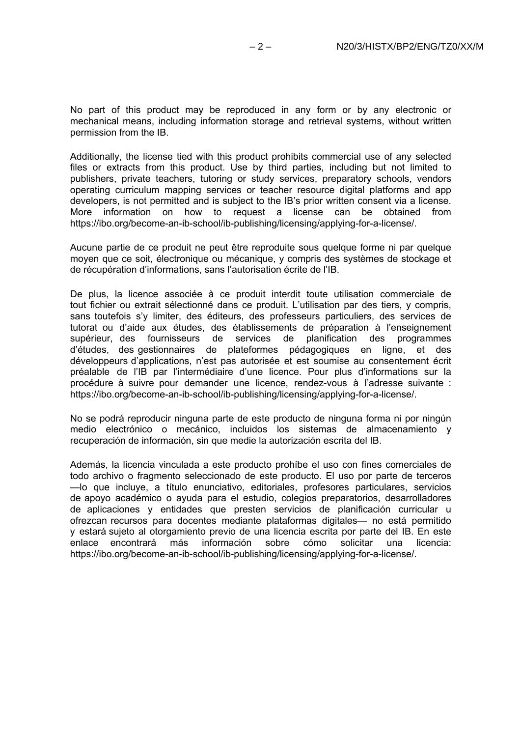No part of this product may be reproduced in any form or by any electronic or mechanical means, including information storage and retrieval systems, without written permission from the IB.

Additionally, the license tied with this product prohibits commercial use of any selected files or extracts from this product. Use by third parties, including but not limited to publishers, private teachers, tutoring or study services, preparatory schools, vendors operating curriculum mapping services or teacher resource digital platforms and app developers, is not permitted and is subject to the IB's prior written consent via a license. More information on how to request a license can be obtained from https://ibo.org/become-an-ib-school/ib-publishing/licensing/applying-for-a-license/.

Aucune partie de ce produit ne peut être reproduite sous quelque forme ni par quelque moyen que ce soit, électronique ou mécanique, y compris des systèmes de stockage et de récupération d'informations, sans l'autorisation écrite de l'IB.

De plus, la licence associée à ce produit interdit toute utilisation commerciale de tout fichier ou extrait sélectionné dans ce produit. L'utilisation par des tiers, y compris, sans toutefois s'y limiter, des éditeurs, des professeurs particuliers, des services de tutorat ou d'aide aux études, des établissements de préparation à l'enseignement supérieur, des fournisseurs de services de planification des programmes d'études, des gestionnaires de plateformes pédagogiques en ligne, et des développeurs d'applications, n'est pas autorisée et est soumise au consentement écrit préalable de l'IB par l'intermédiaire d'une licence. Pour plus d'informations sur la procédure à suivre pour demander une licence, rendez-vous à l'adresse suivante : https://ibo.org/become-an-ib-school/ib-publishing/licensing/applying-for-a-license/.

No se podrá reproducir ninguna parte de este producto de ninguna forma ni por ningún medio electrónico o mecánico, incluidos los sistemas de almacenamiento y recuperación de información, sin que medie la autorización escrita del IB.

Además, la licencia vinculada a este producto prohíbe el uso con fines comerciales de todo archivo o fragmento seleccionado de este producto. El uso por parte de terceros —lo que incluye, a título enunciativo, editoriales, profesores particulares, servicios de apoyo académico o ayuda para el estudio, colegios preparatorios, desarrolladores de aplicaciones y entidades que presten servicios de planificación curricular u ofrezcan recursos para docentes mediante plataformas digitales— no está permitido y estará sujeto al otorgamiento previo de una licencia escrita por parte del IB. En este enlace encontrará más información sobre cómo solicitar una licencia: https://ibo.org/become-an-ib-school/ib-publishing/licensing/applying-for-a-license/.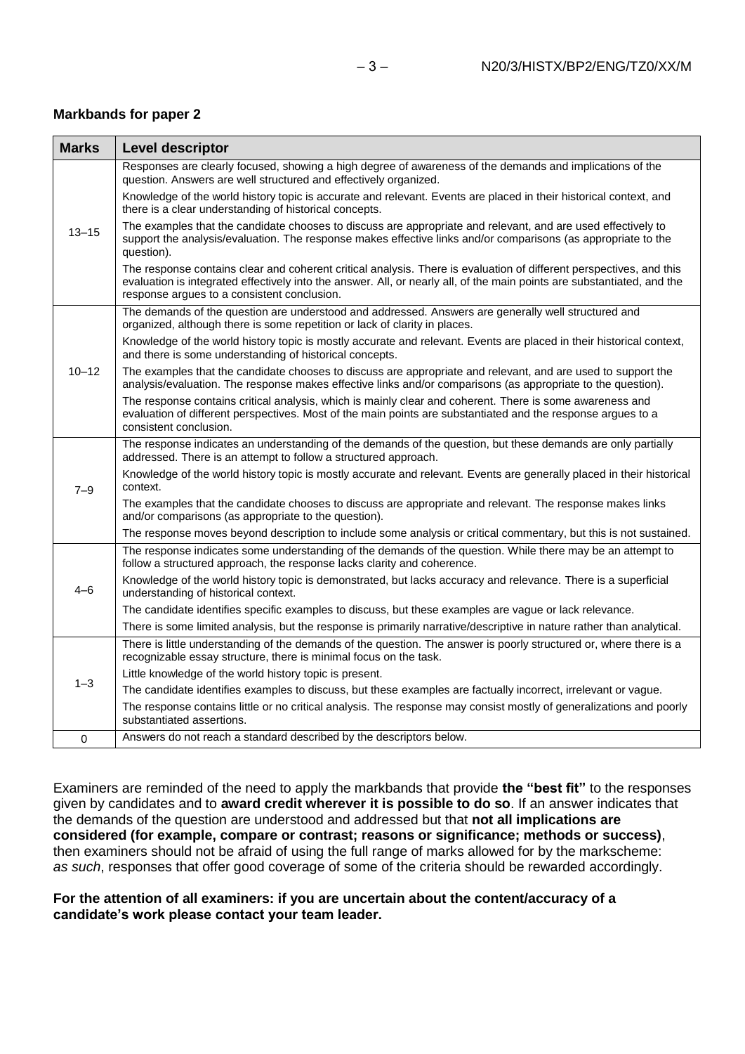**Markbands for paper 2**

| Marks | Level descriptor |
|---|---|
| 13–15 | Responses are clearly focused, showing a high degree of awareness of the demands and implications of the question. Answers are well structured and effectively organized.<br>Knowledge of the world history topic is accurate and relevant. Events are placed in their historical context, and there is a clear understanding of historical concepts.<br>The examples that the candidate chooses to discuss are appropriate and relevant, and are used effectively to support the analysis/evaluation. The response makes effective links and/or comparisons (as appropriate to the question).<br>The response contains clear and coherent critical analysis. There is evaluation of different perspectives, and this evaluation is integrated effectively into the answer. All, or nearly all, of the main points are substantiated, and the response argues to a consistent conclusion. |
| 10–12 | The demands of the question are understood and addressed. Answers are generally well structured and organized, although there is some repetition or lack of clarity in places.<br>Knowledge of the world history topic is mostly accurate and relevant. Events are placed in their historical context, and there is some understanding of historical concepts.<br>The examples that the candidate chooses to discuss are appropriate and relevant, and are used to support the analysis/evaluation. The response makes effective links and/or comparisons (as appropriate to the question).<br>The response contains critical analysis, which is mainly clear and coherent. There is some awareness and evaluation of different perspectives. Most of the main points are substantiated and the response argues to a consistent conclusion. |
| 7–9 | The response indicates an understanding of the demands of the question, but these demands are only partially addressed. There is an attempt to follow a structured approach.<br>Knowledge of the world history topic is mostly accurate and relevant. Events are generally placed in their historical context.<br>The examples that the candidate chooses to discuss are appropriate and relevant. The response makes links and/or comparisons (as appropriate to the question).<br>The response moves beyond description to include some analysis or critical commentary, but this is not sustained. |
| 4–6 | The response indicates some understanding of the demands of the question. While there may be an attempt to follow a structured approach, the response lacks clarity and coherence.<br>Knowledge of the world history topic is demonstrated, but lacks accuracy and relevance. There is a superficial understanding of historical context.<br>The candidate identifies specific examples to discuss, but these examples are vague or lack relevance.<br>There is some limited analysis, but the response is primarily narrative/descriptive in nature rather than analytical. |
| 1–3 | There is little understanding of the demands of the question. The answer is poorly structured or, where there is a recognizable essay structure, there is minimal focus on the task.<br>Little knowledge of the world history topic is present.<br>The candidate identifies examples to discuss, but these examples are factually incorrect, irrelevant or vague.<br>The response contains little or no critical analysis. The response may consist mostly of generalizations and poorly substantiated assertions. |
| 0 | Answers do not reach a standard described by the descriptors below. |

Examiners are reminded of the need to apply the markbands that provide **the "best fit"** to the responses given by candidates and to **award credit wherever it is possible to do so**. If an answer indicates that the demands of the question are understood and addressed but that **not all implications are considered (for example, compare or contrast; reasons or significance; methods or success)**, then examiners should not be afraid of using the full range of marks allowed for by the markscheme: *as such*, responses that offer good coverage of some of the criteria should be rewarded accordingly.

**For the attention of all examiners: if you are uncertain about the content/accuracy of a candidate's work please contact your team leader.**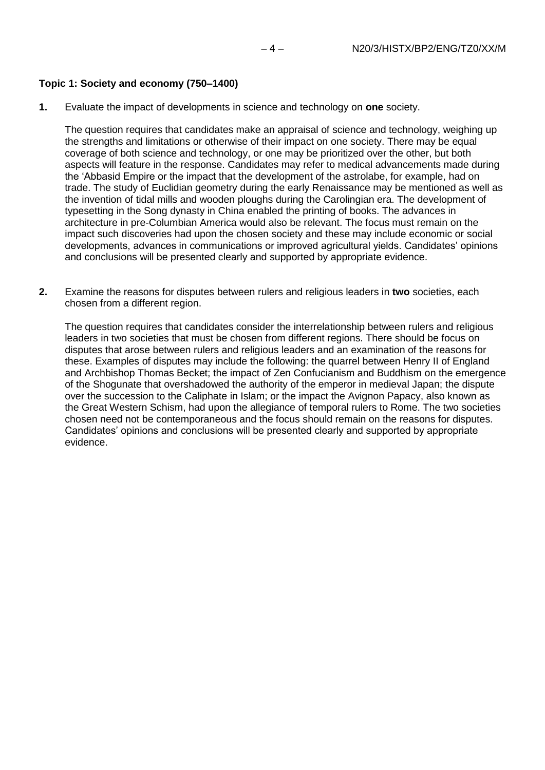**Topic 1: Society and economy (750–1400)**

**1.** Evaluate the impact of developments in science and technology on **one** society.

The question requires that candidates make an appraisal of science and technology, weighing up the strengths and limitations or otherwise of their impact on one society. There may be equal coverage of both science and technology, or one may be prioritized over the other, but both aspects will feature in the response. Candidates may refer to medical advancements made during the ʻAbbasid Empire or the impact that the development of the astrolabe, for example, had on trade. The study of Euclidian geometry during the early Renaissance may be mentioned as well as the invention of tidal mills and wooden ploughs during the Carolingian era. The development of typesetting in the Song dynasty in China enabled the printing of books. The advances in architecture in pre-Columbian America would also be relevant. The focus must remain on the impact such discoveries had upon the chosen society and these may include economic or social developments, advances in communications or improved agricultural yields. Candidates' opinions and conclusions will be presented clearly and supported by appropriate evidence.

**2.** Examine the reasons for disputes between rulers and religious leaders in **two** societies, each chosen from a different region.

The question requires that candidates consider the interrelationship between rulers and religious leaders in two societies that must be chosen from different regions. There should be focus on disputes that arose between rulers and religious leaders and an examination of the reasons for these. Examples of disputes may include the following: the quarrel between Henry II of England and Archbishop Thomas Becket; the impact of Zen Confucianism and Buddhism on the emergence of the Shogunate that overshadowed the authority of the emperor in medieval Japan; the dispute over the succession to the Caliphate in Islam; or the impact the Avignon Papacy, also known as the Great Western Schism, had upon the allegiance of temporal rulers to Rome. The two societies chosen need not be contemporaneous and the focus should remain on the reasons for disputes. Candidates' opinions and conclusions will be presented clearly and supported by appropriate evidence.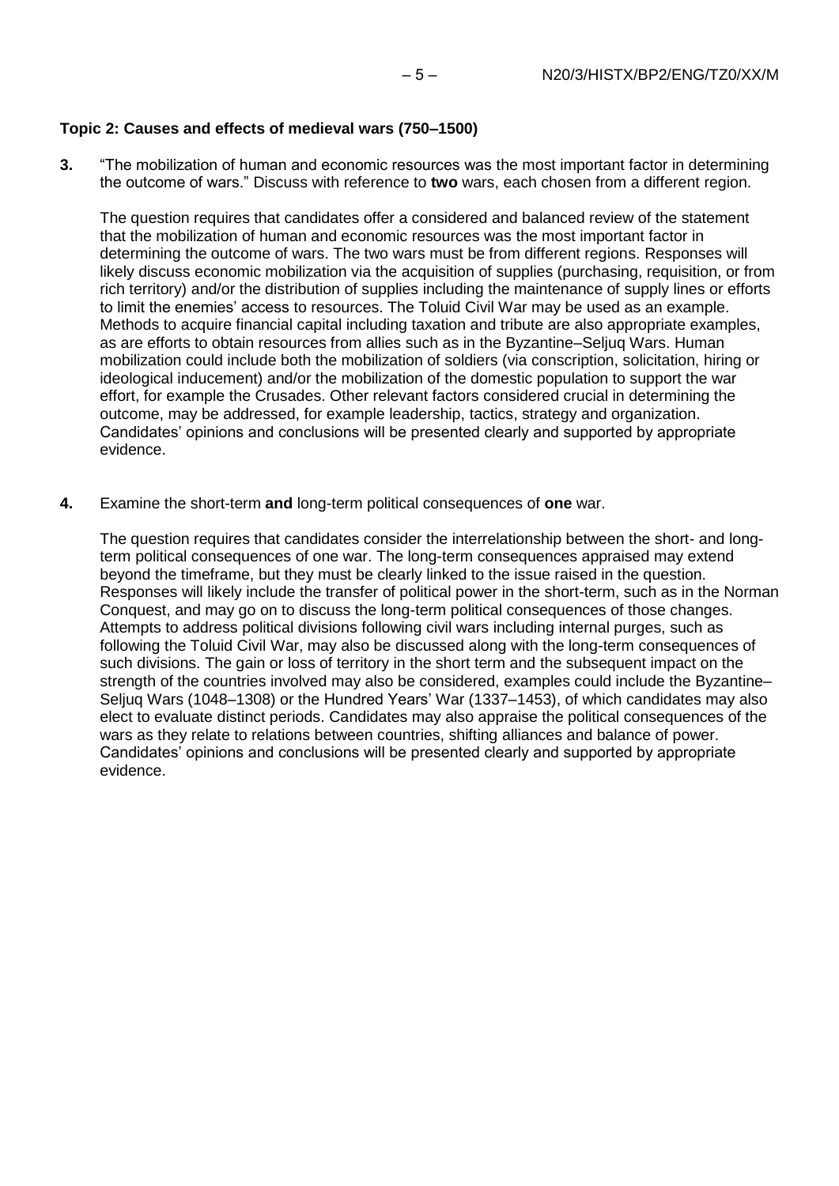**Topic 2: Causes and effects of medieval wars (750–1500)**

**3.** "The mobilization of human and economic resources was the most important factor in determining the outcome of wars." Discuss with reference to **two** wars, each chosen from a different region.

The question requires that candidates offer a considered and balanced review of the statement that the mobilization of human and economic resources was the most important factor in determining the outcome of wars. The two wars must be from different regions. Responses will likely discuss economic mobilization via the acquisition of supplies (purchasing, requisition, or from rich territory) and/or the distribution of supplies including the maintenance of supply lines or efforts to limit the enemies' access to resources. The Toluid Civil War may be used as an example. Methods to acquire financial capital including taxation and tribute are also appropriate examples, as are efforts to obtain resources from allies such as in the Byzantine–Seljuq Wars. Human mobilization could include both the mobilization of soldiers (via conscription, solicitation, hiring or ideological inducement) and/or the mobilization of the domestic population to support the war effort, for example the Crusades. Other relevant factors considered crucial in determining the outcome, may be addressed, for example leadership, tactics, strategy and organization. Candidates' opinions and conclusions will be presented clearly and supported by appropriate evidence.

**4.** Examine the short-term **and** long-term political consequences of **one** war.

The question requires that candidates consider the interrelationship between the short- and long-term political consequences of one war. The long-term consequences appraised may extend beyond the timeframe, but they must be clearly linked to the issue raised in the question. Responses will likely include the transfer of political power in the short-term, such as in the Norman Conquest, and may go on to discuss the long-term political consequences of those changes. Attempts to address political divisions following civil wars including internal purges, such as following the Toluid Civil War, may also be discussed along with the long-term consequences of such divisions. The gain or loss of territory in the short term and the subsequent impact on the strength of the countries involved may also be considered, examples could include the Byzantine–Seljuq Wars (1048–1308) or the Hundred Years' War (1337–1453), of which candidates may also elect to evaluate distinct periods. Candidates may also appraise the political consequences of the wars as they relate to relations between countries, shifting alliances and balance of power. Candidates' opinions and conclusions will be presented clearly and supported by appropriate evidence.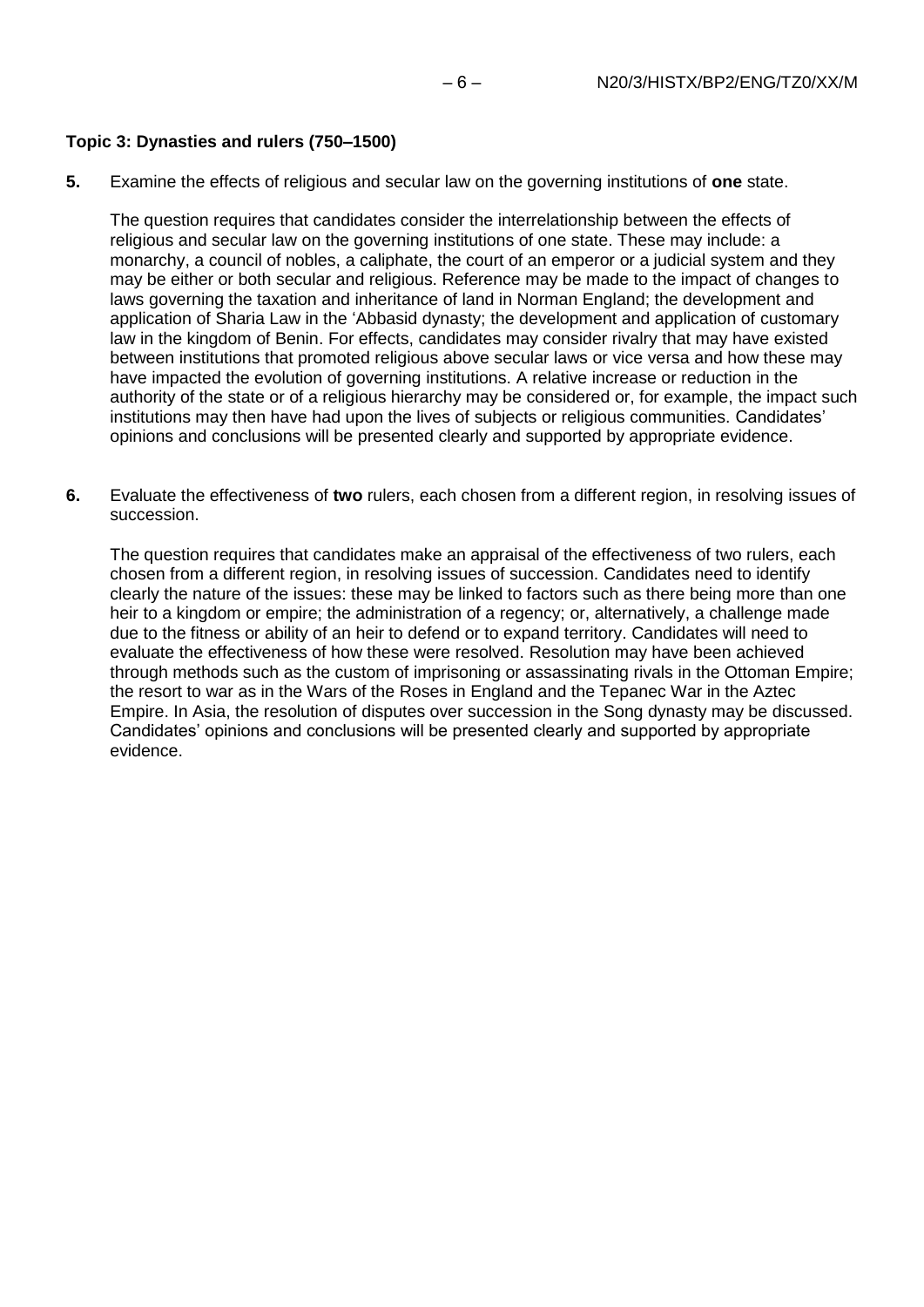**Topic 3: Dynasties and rulers (750–1500)**

**5.** Examine the effects of religious and secular law on the governing institutions of **one** state.

The question requires that candidates consider the interrelationship between the effects of religious and secular law on the governing institutions of one state. These may include: a monarchy, a council of nobles, a caliphate, the court of an emperor or a judicial system and they may be either or both secular and religious. Reference may be made to the impact of changes to laws governing the taxation and inheritance of land in Norman England; the development and application of Sharia Law in the 'Abbasid dynasty; the development and application of customary law in the kingdom of Benin. For effects, candidates may consider rivalry that may have existed between institutions that promoted religious above secular laws or vice versa and how these may have impacted the evolution of governing institutions. A relative increase or reduction in the authority of the state or of a religious hierarchy may be considered or, for example, the impact such institutions may then have had upon the lives of subjects or religious communities. Candidates' opinions and conclusions will be presented clearly and supported by appropriate evidence.

**6.** Evaluate the effectiveness of **two** rulers, each chosen from a different region, in resolving issues of succession.

The question requires that candidates make an appraisal of the effectiveness of two rulers, each chosen from a different region, in resolving issues of succession. Candidates need to identify clearly the nature of the issues: these may be linked to factors such as there being more than one heir to a kingdom or empire; the administration of a regency; or, alternatively, a challenge made due to the fitness or ability of an heir to defend or to expand territory. Candidates will need to evaluate the effectiveness of how these were resolved. Resolution may have been achieved through methods such as the custom of imprisoning or assassinating rivals in the Ottoman Empire; the resort to war as in the Wars of the Roses in England and the Tepanec War in the Aztec Empire. In Asia, the resolution of disputes over succession in the Song dynasty may be discussed. Candidates' opinions and conclusions will be presented clearly and supported by appropriate evidence.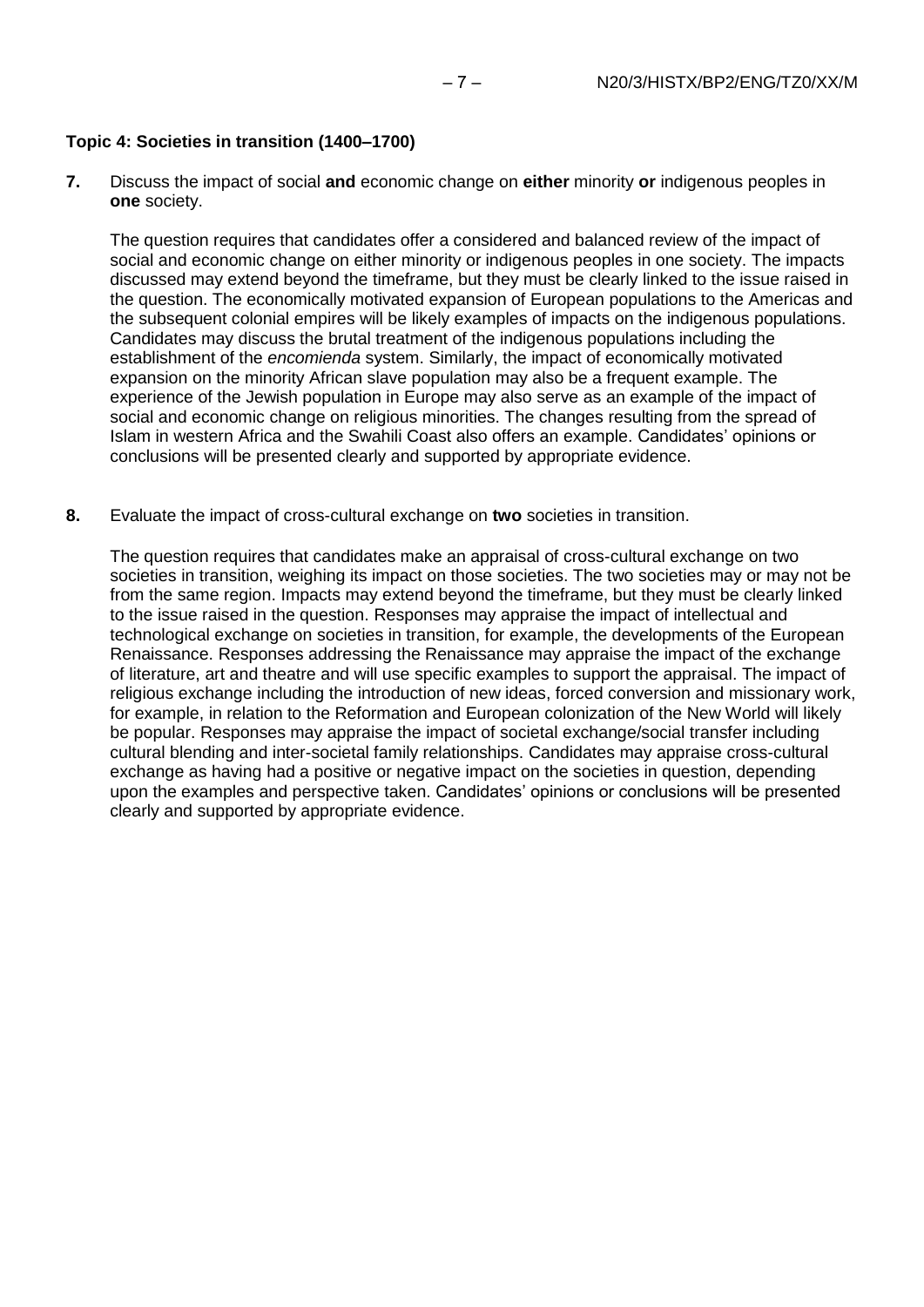**Topic 4: Societies in transition (1400–1700)**

**7.** Discuss the impact of social **and** economic change on **either** minority **or** indigenous peoples in **one** society.

The question requires that candidates offer a considered and balanced review of the impact of social and economic change on either minority or indigenous peoples in one society. The impacts discussed may extend beyond the timeframe, but they must be clearly linked to the issue raised in the question. The economically motivated expansion of European populations to the Americas and the subsequent colonial empires will be likely examples of impacts on the indigenous populations. Candidates may discuss the brutal treatment of the indigenous populations including the establishment of the *encomienda* system. Similarly, the impact of economically motivated expansion on the minority African slave population may also be a frequent example. The experience of the Jewish population in Europe may also serve as an example of the impact of social and economic change on religious minorities. The changes resulting from the spread of Islam in western Africa and the Swahili Coast also offers an example. Candidates' opinions or conclusions will be presented clearly and supported by appropriate evidence.

**8.** Evaluate the impact of cross-cultural exchange on **two** societies in transition.

The question requires that candidates make an appraisal of cross-cultural exchange on two societies in transition, weighing its impact on those societies. The two societies may or may not be from the same region. Impacts may extend beyond the timeframe, but they must be clearly linked to the issue raised in the question. Responses may appraise the impact of intellectual and technological exchange on societies in transition, for example, the developments of the European Renaissance. Responses addressing the Renaissance may appraise the impact of the exchange of literature, art and theatre and will use specific examples to support the appraisal. The impact of religious exchange including the introduction of new ideas, forced conversion and missionary work, for example, in relation to the Reformation and European colonization of the New World will likely be popular. Responses may appraise the impact of societal exchange/social transfer including cultural blending and inter-societal family relationships. Candidates may appraise cross-cultural exchange as having had a positive or negative impact on the societies in question, depending upon the examples and perspective taken. Candidates' opinions or conclusions will be presented clearly and supported by appropriate evidence.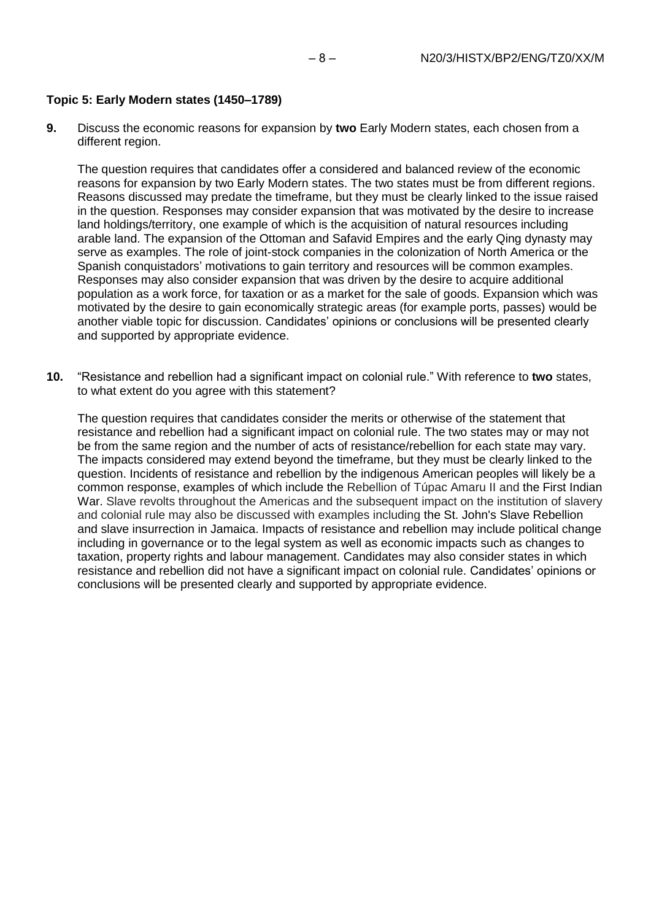### Topic 5: Early Modern states (1450–1789)

**9.** Discuss the economic reasons for expansion by **two** Early Modern states, each chosen from a different region.

The question requires that candidates offer a considered and balanced review of the economic reasons for expansion by two Early Modern states. The two states must be from different regions. Reasons discussed may predate the timeframe, but they must be clearly linked to the issue raised in the question. Responses may consider expansion that was motivated by the desire to increase land holdings/territory, one example of which is the acquisition of natural resources including arable land. The expansion of the Ottoman and Safavid Empires and the early Qing dynasty may serve as examples. The role of joint-stock companies in the colonization of North America or the Spanish conquistadors' motivations to gain territory and resources will be common examples. Responses may also consider expansion that was driven by the desire to acquire additional population as a work force, for taxation or as a market for the sale of goods. Expansion which was motivated by the desire to gain economically strategic areas (for example ports, passes) would be another viable topic for discussion. Candidates' opinions or conclusions will be presented clearly and supported by appropriate evidence.

**10.** "Resistance and rebellion had a significant impact on colonial rule." With reference to **two** states, to what extent do you agree with this statement?

The question requires that candidates consider the merits or otherwise of the statement that resistance and rebellion had a significant impact on colonial rule. The two states may or may not be from the same region and the number of acts of resistance/rebellion for each state may vary. The impacts considered may extend beyond the timeframe, but they must be clearly linked to the question. Incidents of resistance and rebellion by the indigenous American peoples will likely be a common response, examples of which include the Rebellion of Túpac Amaru II and the First Indian War. Slave revolts throughout the Americas and the subsequent impact on the institution of slavery and colonial rule may also be discussed with examples including the St. John's Slave Rebellion and slave insurrection in Jamaica. Impacts of resistance and rebellion may include political change including in governance or to the legal system as well as economic impacts such as changes to taxation, property rights and labour management. Candidates may also consider states in which resistance and rebellion did not have a significant impact on colonial rule. Candidates' opinions or conclusions will be presented clearly and supported by appropriate evidence.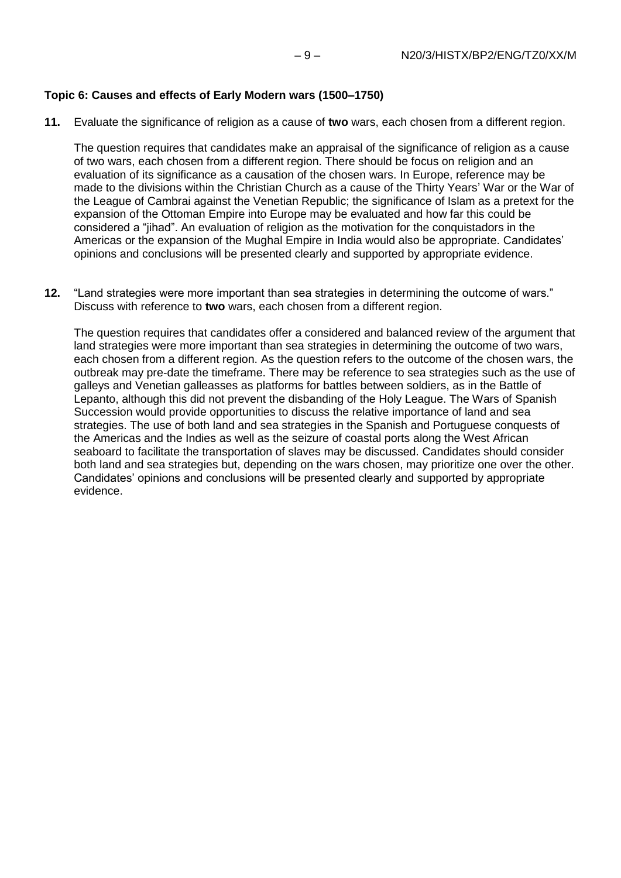**Topic 6: Causes and effects of Early Modern wars (1500–1750)**

**11.** Evaluate the significance of religion as a cause of **two** wars, each chosen from a different region.

The question requires that candidates make an appraisal of the significance of religion as a cause of two wars, each chosen from a different region. There should be focus on religion and an evaluation of its significance as a causation of the chosen wars. In Europe, reference may be made to the divisions within the Christian Church as a cause of the Thirty Years' War or the War of the League of Cambrai against the Venetian Republic; the significance of Islam as a pretext for the expansion of the Ottoman Empire into Europe may be evaluated and how far this could be considered a "jihad". An evaluation of religion as the motivation for the conquistadors in the Americas or the expansion of the Mughal Empire in India would also be appropriate. Candidates' opinions and conclusions will be presented clearly and supported by appropriate evidence.

**12.** "Land strategies were more important than sea strategies in determining the outcome of wars." Discuss with reference to **two** wars, each chosen from a different region.

The question requires that candidates offer a considered and balanced review of the argument that land strategies were more important than sea strategies in determining the outcome of two wars, each chosen from a different region. As the question refers to the outcome of the chosen wars, the outbreak may pre-date the timeframe. There may be reference to sea strategies such as the use of galleys and Venetian galleasses as platforms for battles between soldiers, as in the Battle of Lepanto, although this did not prevent the disbanding of the Holy League. The Wars of Spanish Succession would provide opportunities to discuss the relative importance of land and sea strategies. The use of both land and sea strategies in the Spanish and Portuguese conquests of the Americas and the Indies as well as the seizure of coastal ports along the West African seaboard to facilitate the transportation of slaves may be discussed. Candidates should consider both land and sea strategies but, depending on the wars chosen, may prioritize one over the other. Candidates' opinions and conclusions will be presented clearly and supported by appropriate evidence.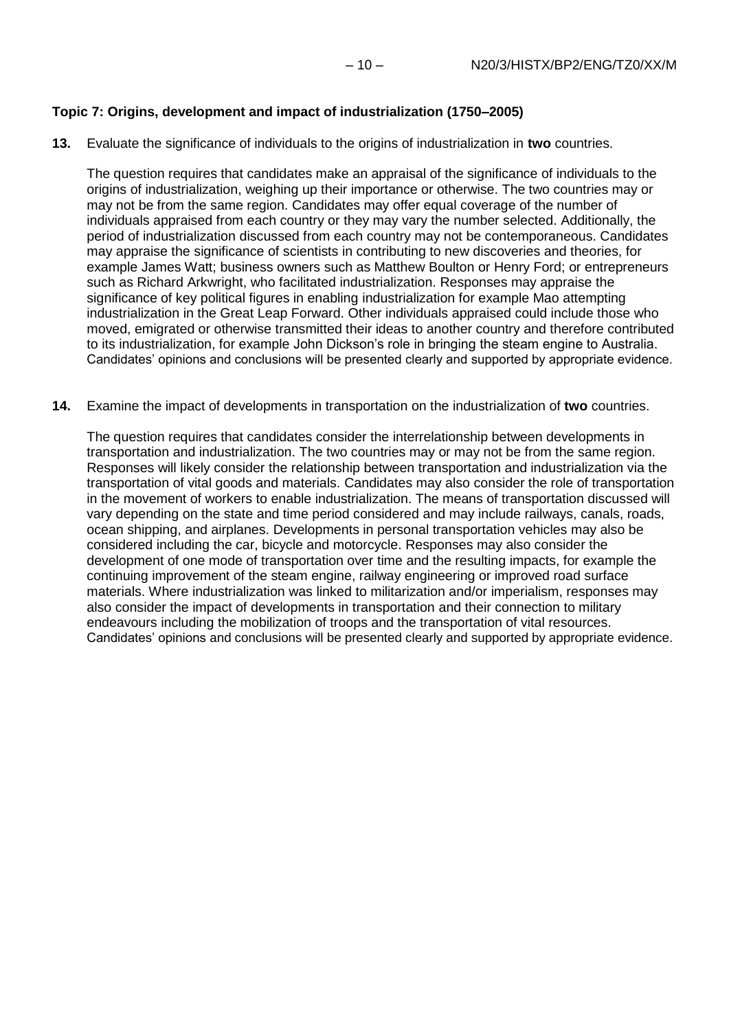**Topic 7: Origins, development and impact of industrialization (1750–2005)**

**13.** Evaluate the significance of individuals to the origins of industrialization in **two** countries.

The question requires that candidates make an appraisal of the significance of individuals to the origins of industrialization, weighing up their importance or otherwise. The two countries may or may not be from the same region. Candidates may offer equal coverage of the number of individuals appraised from each country or they may vary the number selected. Additionally, the period of industrialization discussed from each country may not be contemporaneous. Candidates may appraise the significance of scientists in contributing to new discoveries and theories, for example James Watt; business owners such as Matthew Boulton or Henry Ford; or entrepreneurs such as Richard Arkwright, who facilitated industrialization. Responses may appraise the significance of key political figures in enabling industrialization for example Mao attempting industrialization in the Great Leap Forward. Other individuals appraised could include those who moved, emigrated or otherwise transmitted their ideas to another country and therefore contributed to its industrialization, for example John Dickson's role in bringing the steam engine to Australia. Candidates' opinions and conclusions will be presented clearly and supported by appropriate evidence.

**14.** Examine the impact of developments in transportation on the industrialization of **two** countries.

The question requires that candidates consider the interrelationship between developments in transportation and industrialization. The two countries may or may not be from the same region. Responses will likely consider the relationship between transportation and industrialization via the transportation of vital goods and materials. Candidates may also consider the role of transportation in the movement of workers to enable industrialization. The means of transportation discussed will vary depending on the state and time period considered and may include railways, canals, roads, ocean shipping, and airplanes. Developments in personal transportation vehicles may also be considered including the car, bicycle and motorcycle. Responses may also consider the development of one mode of transportation over time and the resulting impacts, for example the continuing improvement of the steam engine, railway engineering or improved road surface materials. Where industrialization was linked to militarization and/or imperialism, responses may also consider the impact of developments in transportation and their connection to military endeavours including the mobilization of troops and the transportation of vital resources. Candidates' opinions and conclusions will be presented clearly and supported by appropriate evidence.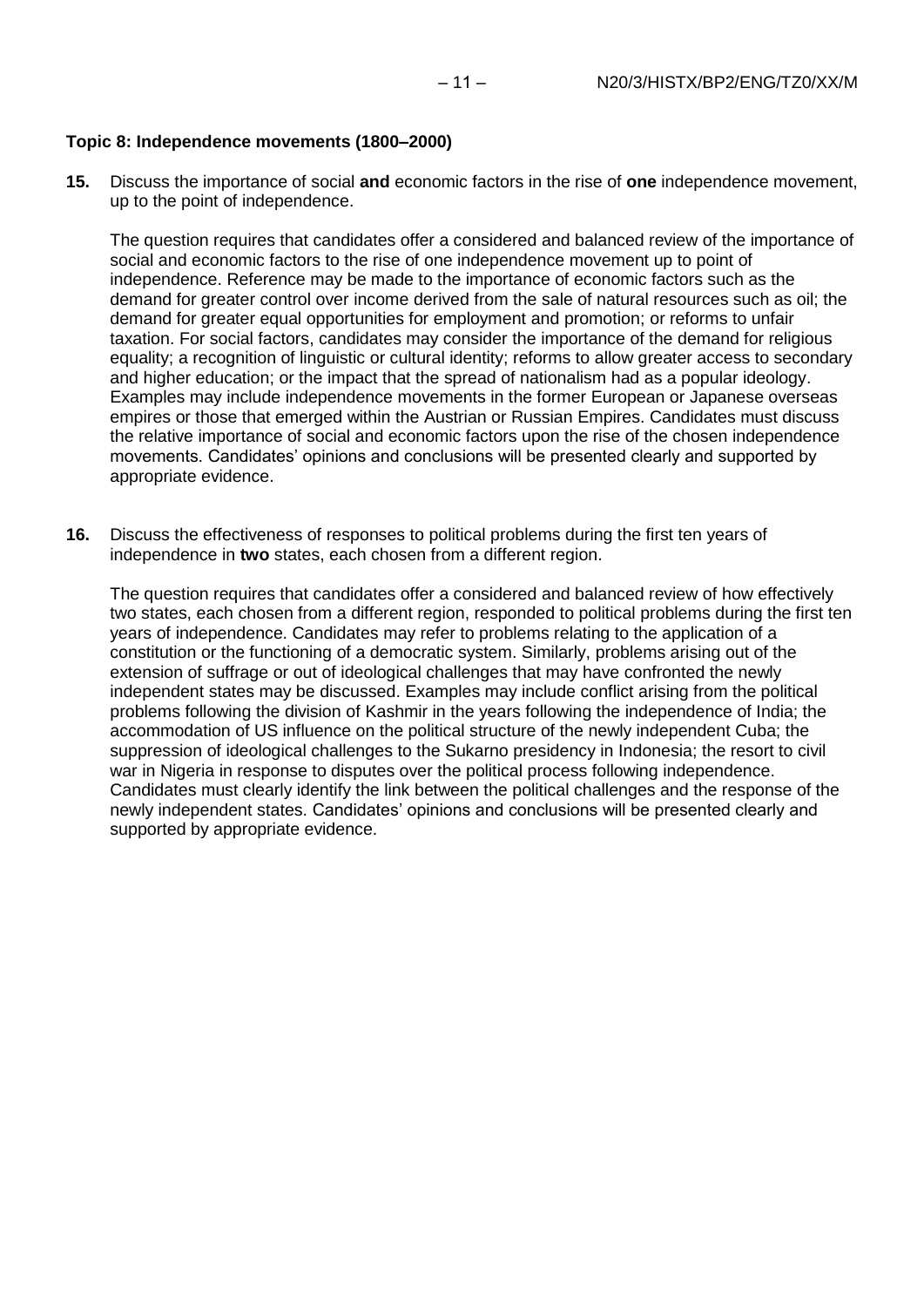**Topic 8: Independence movements (1800–2000)**

**15.** Discuss the importance of social **and** economic factors in the rise of **one** independence movement, up to the point of independence.

The question requires that candidates offer a considered and balanced review of the importance of social and economic factors to the rise of one independence movement up to point of independence. Reference may be made to the importance of economic factors such as the demand for greater control over income derived from the sale of natural resources such as oil; the demand for greater equal opportunities for employment and promotion; or reforms to unfair taxation. For social factors, candidates may consider the importance of the demand for religious equality; a recognition of linguistic or cultural identity; reforms to allow greater access to secondary and higher education; or the impact that the spread of nationalism had as a popular ideology. Examples may include independence movements in the former European or Japanese overseas empires or those that emerged within the Austrian or Russian Empires. Candidates must discuss the relative importance of social and economic factors upon the rise of the chosen independence movements. Candidates' opinions and conclusions will be presented clearly and supported by appropriate evidence.

**16.** Discuss the effectiveness of responses to political problems during the first ten years of independence in **two** states, each chosen from a different region.

The question requires that candidates offer a considered and balanced review of how effectively two states, each chosen from a different region, responded to political problems during the first ten years of independence. Candidates may refer to problems relating to the application of a constitution or the functioning of a democratic system. Similarly, problems arising out of the extension of suffrage or out of ideological challenges that may have confronted the newly independent states may be discussed. Examples may include conflict arising from the political problems following the division of Kashmir in the years following the independence of India; the accommodation of US influence on the political structure of the newly independent Cuba; the suppression of ideological challenges to the Sukarno presidency in Indonesia; the resort to civil war in Nigeria in response to disputes over the political process following independence. Candidates must clearly identify the link between the political challenges and the response of the newly independent states. Candidates' opinions and conclusions will be presented clearly and supported by appropriate evidence.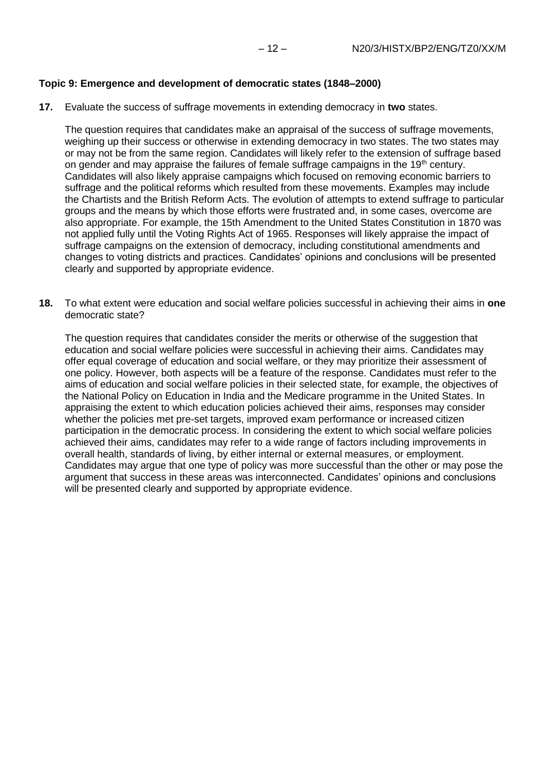**Topic 9: Emergence and development of democratic states (1848–2000)**

**17.** Evaluate the success of suffrage movements in extending democracy in **two** states.

The question requires that candidates make an appraisal of the success of suffrage movements, weighing up their success or otherwise in extending democracy in two states. The two states may or may not be from the same region. Candidates will likely refer to the extension of suffrage based on gender and may appraise the failures of female suffrage campaigns in the 19th century. Candidates will also likely appraise campaigns which focused on removing economic barriers to suffrage and the political reforms which resulted from these movements. Examples may include the Chartists and the British Reform Acts. The evolution of attempts to extend suffrage to particular groups and the means by which those efforts were frustrated and, in some cases, overcome are also appropriate. For example, the 15th Amendment to the United States Constitution in 1870 was not applied fully until the Voting Rights Act of 1965. Responses will likely appraise the impact of suffrage campaigns on the extension of democracy, including constitutional amendments and changes to voting districts and practices. Candidates' opinions and conclusions will be presented clearly and supported by appropriate evidence.

**18.** To what extent were education and social welfare policies successful in achieving their aims in **one** democratic state?

The question requires that candidates consider the merits or otherwise of the suggestion that education and social welfare policies were successful in achieving their aims. Candidates may offer equal coverage of education and social welfare, or they may prioritize their assessment of one policy. However, both aspects will be a feature of the response. Candidates must refer to the aims of education and social welfare policies in their selected state, for example, the objectives of the National Policy on Education in India and the Medicare programme in the United States. In appraising the extent to which education policies achieved their aims, responses may consider whether the policies met pre-set targets, improved exam performance or increased citizen participation in the democratic process. In considering the extent to which social welfare policies achieved their aims, candidates may refer to a wide range of factors including improvements in overall health, standards of living, by either internal or external measures, or employment. Candidates may argue that one type of policy was more successful than the other or may pose the argument that success in these areas was interconnected. Candidates' opinions and conclusions will be presented clearly and supported by appropriate evidence.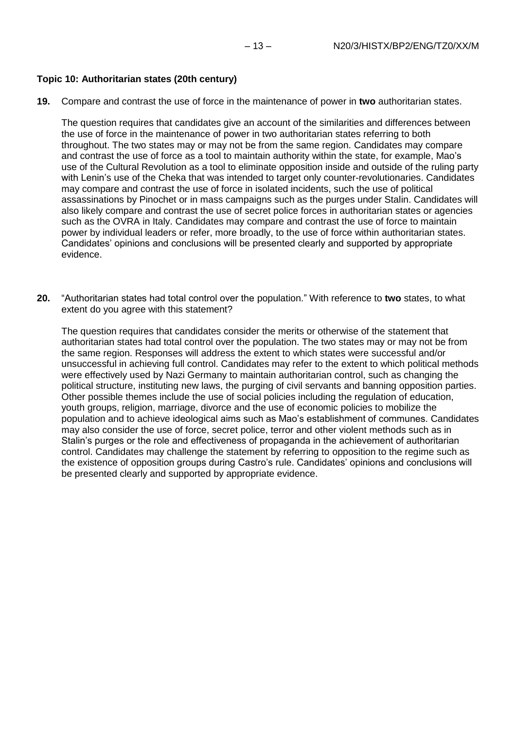**Topic 10: Authoritarian states (20th century)**

**19.** Compare and contrast the use of force in the maintenance of power in **two** authoritarian states.

The question requires that candidates give an account of the similarities and differences between the use of force in the maintenance of power in two authoritarian states referring to both throughout. The two states may or may not be from the same region. Candidates may compare and contrast the use of force as a tool to maintain authority within the state, for example, Mao's use of the Cultural Revolution as a tool to eliminate opposition inside and outside of the ruling party with Lenin's use of the Cheka that was intended to target only counter-revolutionaries. Candidates may compare and contrast the use of force in isolated incidents, such the use of political assassinations by Pinochet or in mass campaigns such as the purges under Stalin. Candidates will also likely compare and contrast the use of secret police forces in authoritarian states or agencies such as the OVRA in Italy. Candidates may compare and contrast the use of force to maintain power by individual leaders or refer, more broadly, to the use of force within authoritarian states. Candidates' opinions and conclusions will be presented clearly and supported by appropriate evidence.

**20.** "Authoritarian states had total control over the population." With reference to **two** states, to what extent do you agree with this statement?

The question requires that candidates consider the merits or otherwise of the statement that authoritarian states had total control over the population. The two states may or may not be from the same region. Responses will address the extent to which states were successful and/or unsuccessful in achieving full control. Candidates may refer to the extent to which political methods were effectively used by Nazi Germany to maintain authoritarian control, such as changing the political structure, instituting new laws, the purging of civil servants and banning opposition parties. Other possible themes include the use of social policies including the regulation of education, youth groups, religion, marriage, divorce and the use of economic policies to mobilize the population and to achieve ideological aims such as Mao's establishment of communes. Candidates may also consider the use of force, secret police, terror and other violent methods such as in Stalin's purges or the role and effectiveness of propaganda in the achievement of authoritarian control. Candidates may challenge the statement by referring to opposition to the regime such as the existence of opposition groups during Castro's rule. Candidates' opinions and conclusions will be presented clearly and supported by appropriate evidence.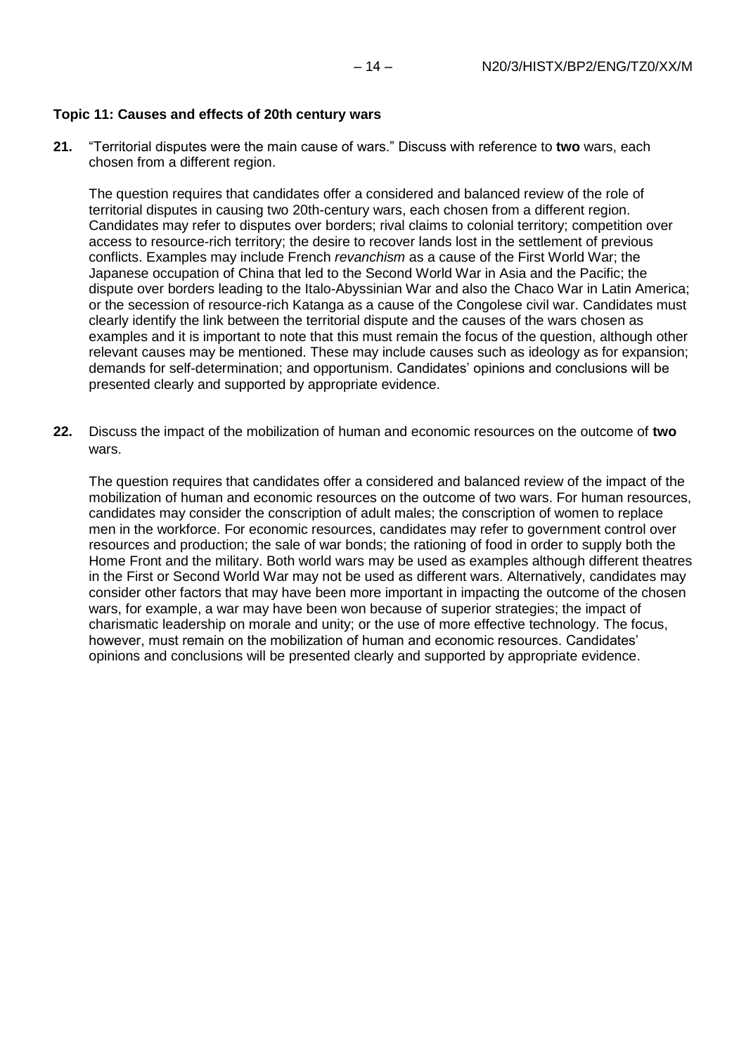**Topic 11: Causes and effects of 20th century wars**

**21.** "Territorial disputes were the main cause of wars." Discuss with reference to **two** wars, each chosen from a different region.

The question requires that candidates offer a considered and balanced review of the role of territorial disputes in causing two 20th-century wars, each chosen from a different region. Candidates may refer to disputes over borders; rival claims to colonial territory; competition over access to resource-rich territory; the desire to recover lands lost in the settlement of previous conflicts. Examples may include French *revanchism* as a cause of the First World War; the Japanese occupation of China that led to the Second World War in Asia and the Pacific; the dispute over borders leading to the Italo-Abyssinian War and also the Chaco War in Latin America; or the secession of resource-rich Katanga as a cause of the Congolese civil war. Candidates must clearly identify the link between the territorial dispute and the causes of the wars chosen as examples and it is important to note that this must remain the focus of the question, although other relevant causes may be mentioned. These may include causes such as ideology as for expansion; demands for self-determination; and opportunism. Candidates' opinions and conclusions will be presented clearly and supported by appropriate evidence.

**22.** Discuss the impact of the mobilization of human and economic resources on the outcome of **two** wars.

The question requires that candidates offer a considered and balanced review of the impact of the mobilization of human and economic resources on the outcome of two wars. For human resources, candidates may consider the conscription of adult males; the conscription of women to replace men in the workforce. For economic resources, candidates may refer to government control over resources and production; the sale of war bonds; the rationing of food in order to supply both the Home Front and the military. Both world wars may be used as examples although different theatres in the First or Second World War may not be used as different wars. Alternatively, candidates may consider other factors that may have been more important in impacting the outcome of the chosen wars, for example, a war may have been won because of superior strategies; the impact of charismatic leadership on morale and unity; or the use of more effective technology. The focus, however, must remain on the mobilization of human and economic resources. Candidates' opinions and conclusions will be presented clearly and supported by appropriate evidence.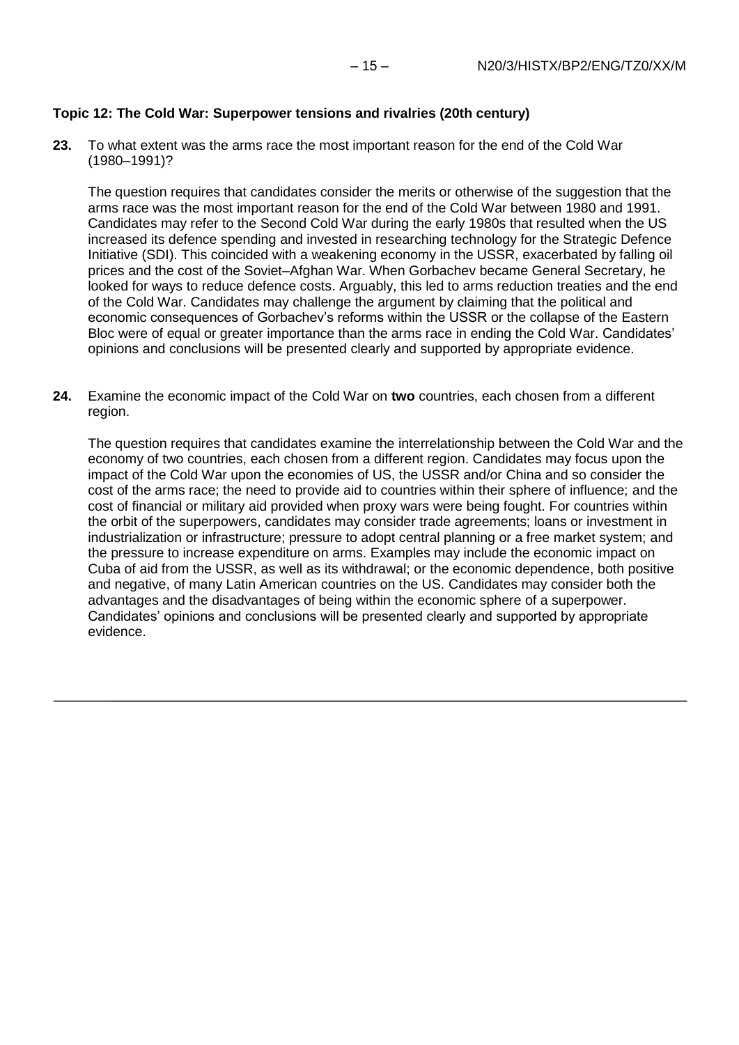**Topic 12: The Cold War: Superpower tensions and rivalries (20th century)**

**23.** To what extent was the arms race the most important reason for the end of the Cold War (1980–1991)?

The question requires that candidates consider the merits or otherwise of the suggestion that the arms race was the most important reason for the end of the Cold War between 1980 and 1991. Candidates may refer to the Second Cold War during the early 1980s that resulted when the US increased its defence spending and invested in researching technology for the Strategic Defence Initiative (SDI). This coincided with a weakening economy in the USSR, exacerbated by falling oil prices and the cost of the Soviet–Afghan War. When Gorbachev became General Secretary, he looked for ways to reduce defence costs. Arguably, this led to arms reduction treaties and the end of the Cold War. Candidates may challenge the argument by claiming that the political and economic consequences of Gorbachev's reforms within the USSR or the collapse of the Eastern Bloc were of equal or greater importance than the arms race in ending the Cold War. Candidates' opinions and conclusions will be presented clearly and supported by appropriate evidence.

**24.** Examine the economic impact of the Cold War on **two** countries, each chosen from a different region.

The question requires that candidates examine the interrelationship between the Cold War and the economy of two countries, each chosen from a different region. Candidates may focus upon the impact of the Cold War upon the economies of US, the USSR and/or China and so consider the cost of the arms race; the need to provide aid to countries within their sphere of influence; and the cost of financial or military aid provided when proxy wars were being fought. For countries within the orbit of the superpowers, candidates may consider trade agreements; loans or investment in industrialization or infrastructure; pressure to adopt central planning or a free market system; and the pressure to increase expenditure on arms. Examples may include the economic impact on Cuba of aid from the USSR, as well as its withdrawal; or the economic dependence, both positive and negative, of many Latin American countries on the US. Candidates may consider both the advantages and the disadvantages of being within the economic sphere of a superpower. Candidates' opinions and conclusions will be presented clearly and supported by appropriate evidence.